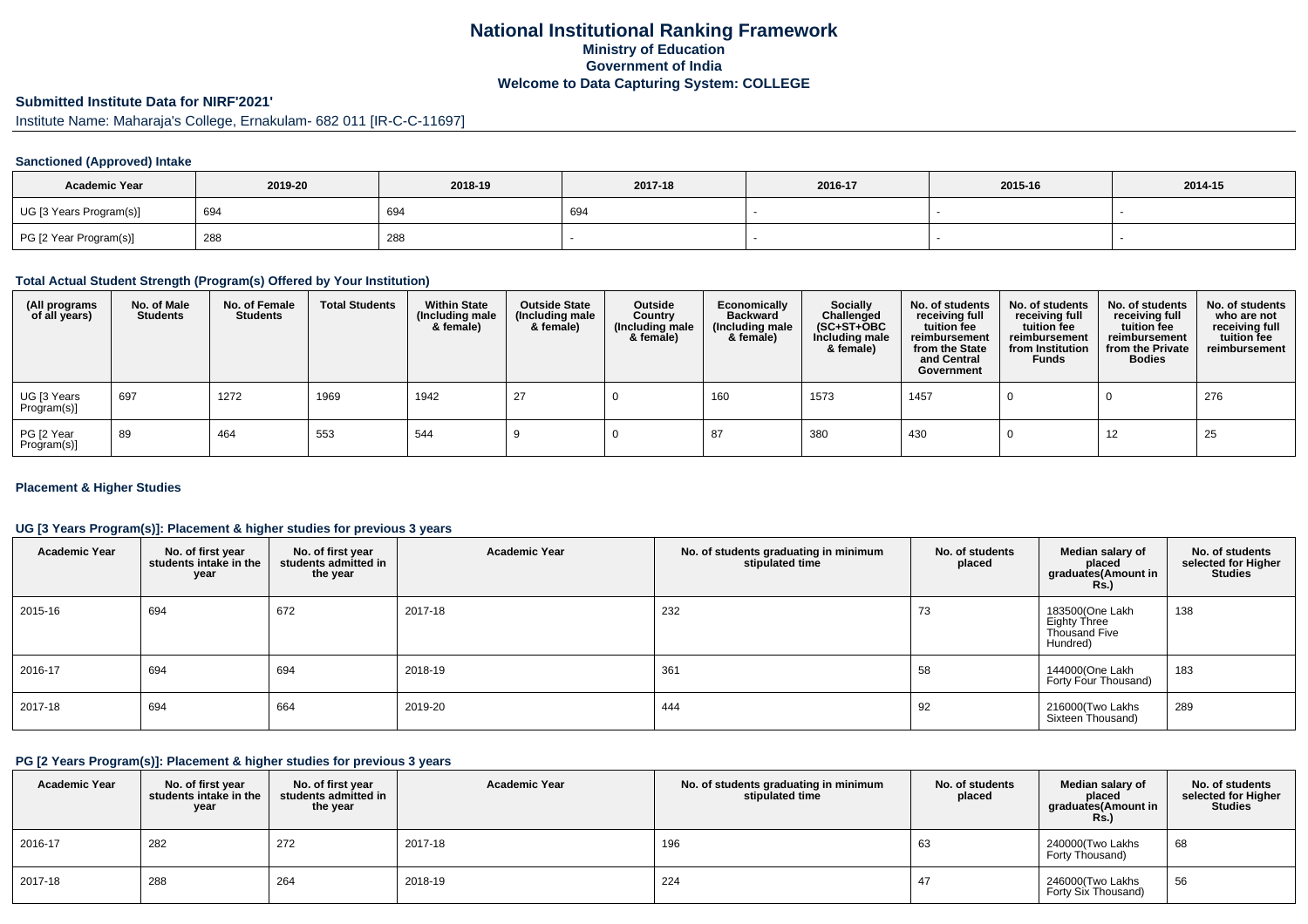# National Institutional Ranking Framework
## Ministry of Education
## Government of India
## Welcome to Data Capturing System: COLLEGE

**Submitted Institute Data for NIRF'2021'**

Institute Name: Maharaja's College, Ernakulam- 682 011 [IR-C-C-11697]

### Sanctioned (Approved) Intake

| Academic Year | 2019-20 | 2018-19 | 2017-18 | 2016-17 | 2015-16 | 2014-15 |
|---|---|---|---|---|---|---|
| UG [3 Years Program(s)] | 694 | 694 | 694 | - | - | - |
| PG [2 Year Program(s)] | 288 | 288 | - | - | - | - |

### Total Actual Student Strength (Program(s) Offered by Your Institution)

| (All programs of all years) | No. of Male Students | No. of Female Students | Total Students | Within State (Including male & female) | Outside State (Including male & female) | Outside Country (Including male & female) | Economically Backward (Including male & female) | Socially Challenged (SC+ST+OBC Including male & female) | No. of students receiving full tuition fee reimbursement from the State and Central Government | No. of students receiving full tuition fee reimbursement from Institution Funds | No. of students receiving full tuition fee reimbursement from the Private Bodies | No. of students who are not receiving full tuition fee reimbursement |
|---|---|---|---|---|---|---|---|---|---|---|---|---|
| UG [3 Years Program(s)] | 697 | 1272 | 1969 | 1942 | 27 | 0 | 160 | 1573 | 1457 | 0 | 0 | 276 |
| PG [2 Year Program(s)] | 89 | 464 | 553 | 544 | 9 | 0 | 87 | 380 | 430 | 0 | 12 | 25 |

### Placement & Higher Studies

### UG [3 Years Program(s)]: Placement & higher studies for previous 3 years

| Academic Year | No. of first year students intake in the year | No. of first year students admitted in the year | Academic Year | No. of students graduating in minimum stipulated time | No. of students placed | Median salary of placed graduates(Amount in Rs.) | No. of students selected for Higher Studies |
|---|---|---|---|---|---|---|---|
| 2015-16 | 694 | 672 | 2017-18 | 232 | 73 | 183500(One Lakh Eighty Three Thousand Five Hundred) | 138 |
| 2016-17 | 694 | 694 | 2018-19 | 361 | 58 | 144000(One Lakh Forty Four Thousand) | 183 |
| 2017-18 | 694 | 664 | 2019-20 | 444 | 92 | 216000(Two Lakhs Sixteen Thousand) | 289 |

### PG [2 Years Program(s)]: Placement & higher studies for previous 3 years

| Academic Year | No. of first year students intake in the year | No. of first year students admitted in the year | Academic Year | No. of students graduating in minimum stipulated time | No. of students placed | Median salary of placed graduates(Amount in Rs.) | No. of students selected for Higher Studies |
|---|---|---|---|---|---|---|---|
| 2016-17 | 282 | 272 | 2017-18 | 196 | 63 | 240000(Two Lakhs Forty Thousand) | 68 |
| 2017-18 | 288 | 264 | 2018-19 | 224 | 47 | 246000(Two Lakhs Forty Six Thousand) | 56 |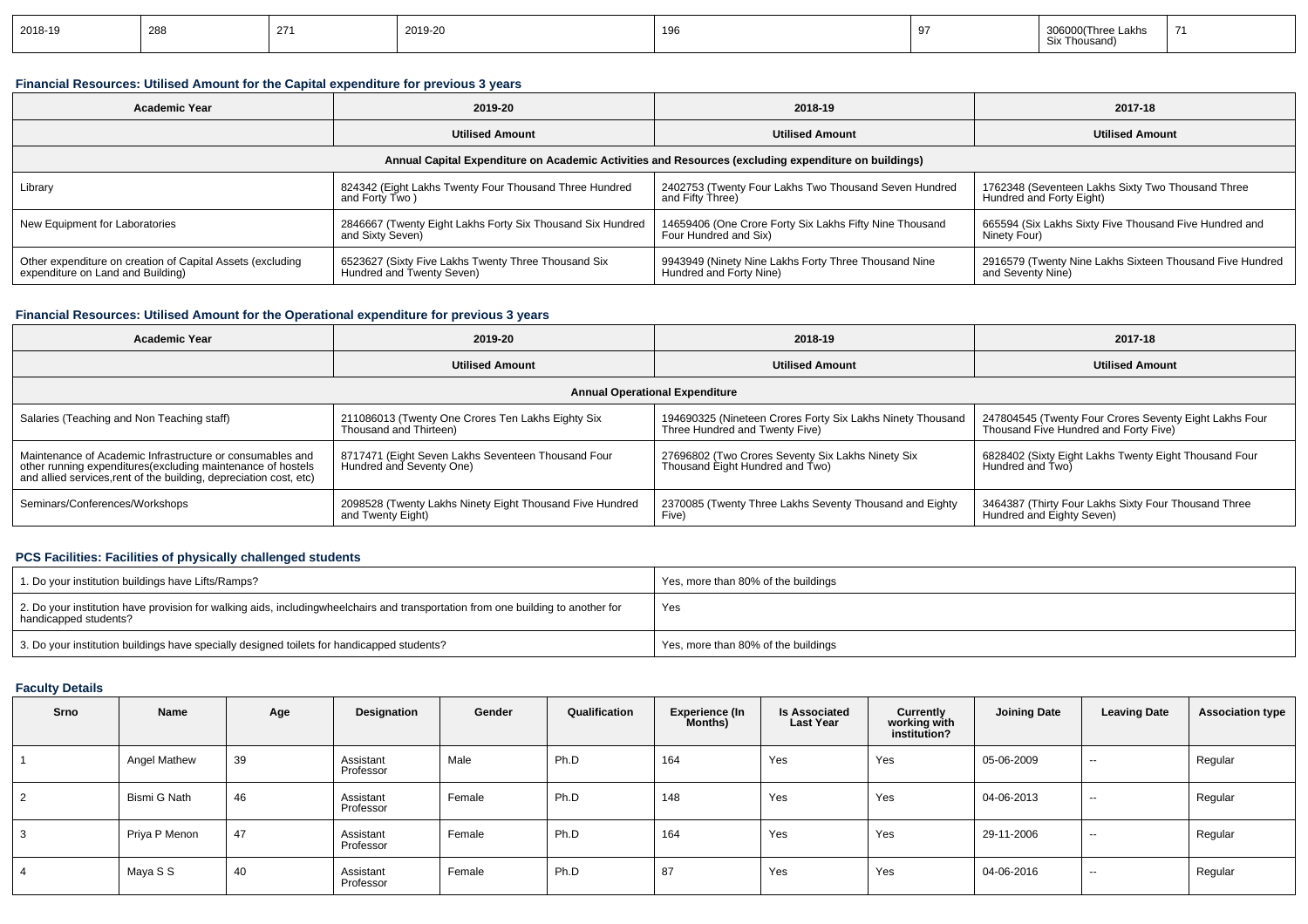| 2018-19 | 288 | 271 | 2019-20 | 196 | 97 | 306000(Three Lakhs Six Thousand) | 71 |
|---|---|---|---|---|---|---|---|

### Financial Resources: Utilised Amount for the Capital expenditure for previous 3 years

| Academic Year | 2019-20 | 2018-19 | 2017-18 |
|---|---|---|---|
| | Utilised Amount | Utilised Amount | Utilised Amount |
| Annual Capital Expenditure on Academic Activities and Resources (excluding expenditure on buildings) | | | |
| Library | 824342 (Eight Lakhs Twenty Four Thousand Three Hundred and Forty Two ) | 2402753 (Twenty Four Lakhs Two Thousand Seven Hundred and Fifty Three) | 1762348 (Seventeen Lakhs Sixty Two Thousand Three Hundred and Forty Eight) |
| New Equipment for Laboratories | 2846667 (Twenty Eight Lakhs Forty Six Thousand Six Hundred and Sixty Seven) | 14659406 (One Crore Forty Six Lakhs Fifty Nine Thousand Four Hundred and Six) | 665594 (Six Lakhs Sixty Five Thousand Five Hundred and Ninety Four) |
| Other expenditure on creation of Capital Assets (excluding expenditure on Land and Building) | 6523627 (Sixty Five Lakhs Twenty Three Thousand Six Hundred and Twenty Seven) | 9943949 (Ninety Nine Lakhs Forty Three Thousand Nine Hundred and Forty Nine) | 2916579 (Twenty Nine Lakhs Sixteen Thousand Five Hundred and Seventy Nine) |

### Financial Resources: Utilised Amount for the Operational expenditure for previous 3 years

| Academic Year | 2019-20 | 2018-19 | 2017-18 |
|---|---|---|---|
| | Utilised Amount | Utilised Amount | Utilised Amount |
| Annual Operational Expenditure | | | |
| Salaries (Teaching and Non Teaching staff) | 211086013 (Twenty One Crores Ten Lakhs Eighty Six Thousand and Thirteen) | 194690325 (Nineteen Crores Forty Six Lakhs Ninety Thousand Three Hundred and Twenty Five) | 247804545 (Twenty Four Crores Seventy Eight Lakhs Four Thousand Five Hundred and Forty Five) |
| Maintenance of Academic Infrastructure or consumables and other running expenditures(excluding maintenance of hostels and allied services,rent of the building, depreciation cost, etc) | 8717471 (Eight Seven Lakhs Seventeen Thousand Four Hundred and Seventy One) | 27696802 (Two Crores Seventy Six Lakhs Ninety Six Thousand Eight Hundred and Two) | 6828402 (Sixty Eight Lakhs Twenty Eight Thousand Four Hundred and Two) |
| Seminars/Conferences/Workshops | 2098528 (Twenty Lakhs Ninety Eight Thousand Five Hundred and Twenty Eight) | 2370085 (Twenty Three Lakhs Seventy Thousand and Eighty Five) | 3464387 (Thirty Four Lakhs Sixty Four Thousand Three Hundred and Eighty Seven) |

### PCS Facilities: Facilities of physically challenged students

| 1. Do your institution buildings have Lifts/Ramps? | Yes, more than 80% of the buildings |
|---|---|
| 2. Do your institution have provision for walking aids, includingwheelchairs and transportation from one building to another for handicapped students? | Yes |
| 3. Do your institution buildings have specially designed toilets for handicapped students? | Yes, more than 80% of the buildings |

### Faculty Details

| Srno | Name | Age | Designation | Gender | Qualification | Experience (In Months) | Is Associated Last Year | Currently working with institution? | Joining Date | Leaving Date | Association type |
|---|---|---|---|---|---|---|---|---|---|---|---|
| 1 | Angel Mathew | 39 | Assistant Professor | Male | Ph.D | 164 | Yes | Yes | 05-06-2009 | -- | Regular |
| 2 | Bismi G Nath | 46 | Assistant Professor | Female | Ph.D | 148 | Yes | Yes | 04-06-2013 | -- | Regular |
| 3 | Priya P Menon | 47 | Assistant Professor | Female | Ph.D | 164 | Yes | Yes | 29-11-2006 | -- | Regular |
| 4 | Maya S S | 40 | Assistant Professor | Female | Ph.D | 87 | Yes | Yes | 04-06-2016 | -- | Regular |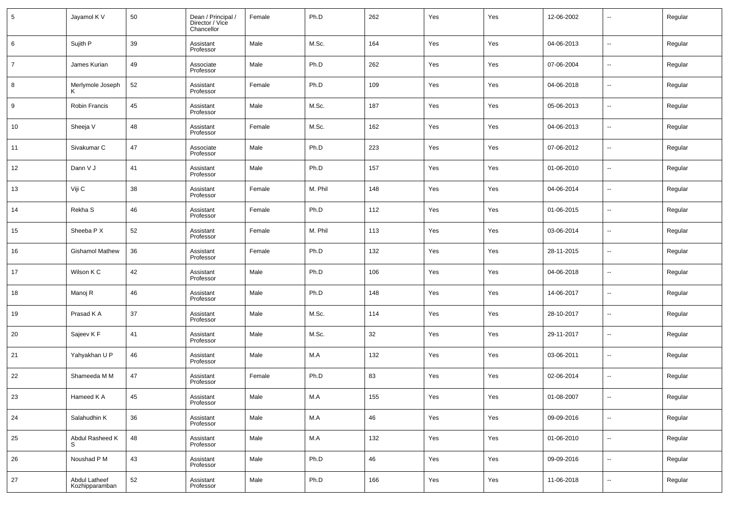| 5 | Jayamol K V | 50 | Dean / Principal / Director / Vice Chancellor | Female | Ph.D | 262 | Yes | Yes | 12-06-2002 | -- | Regular |
|---|---|---|---|---|---|---|---|---|---|---|---|
| 6 | Sujith P | 39 | Assistant Professor | Male | M.Sc. | 164 | Yes | Yes | 04-06-2013 | -- | Regular |
| 7 | James Kurian | 49 | Associate Professor | Male | Ph.D | 262 | Yes | Yes | 07-06-2004 | -- | Regular |
| 8 | Merlymole Joseph K | 52 | Assistant Professor | Female | Ph.D | 109 | Yes | Yes | 04-06-2018 | -- | Regular |
| 9 | Robin Francis | 45 | Assistant Professor | Male | M.Sc. | 187 | Yes | Yes | 05-06-2013 | -- | Regular |
| 10 | Sheeja V | 48 | Assistant Professor | Female | M.Sc. | 162 | Yes | Yes | 04-06-2013 | -- | Regular |
| 11 | Sivakumar C | 47 | Associate Professor | Male | Ph.D | 223 | Yes | Yes | 07-06-2012 | -- | Regular |
| 12 | Dann V J | 41 | Assistant Professor | Male | Ph.D | 157 | Yes | Yes | 01-06-2010 | -- | Regular |
| 13 | Viji C | 38 | Assistant Professor | Female | M. Phil | 148 | Yes | Yes | 04-06-2014 | -- | Regular |
| 14 | Rekha S | 46 | Assistant Professor | Female | Ph.D | 112 | Yes | Yes | 01-06-2015 | -- | Regular |
| 15 | Sheeba P X | 52 | Assistant Professor | Female | M. Phil | 113 | Yes | Yes | 03-06-2014 | -- | Regular |
| 16 | Gishamol Mathew | 36 | Assistant Professor | Female | Ph.D | 132 | Yes | Yes | 28-11-2015 | -- | Regular |
| 17 | Wilson K C | 42 | Assistant Professor | Male | Ph.D | 106 | Yes | Yes | 04-06-2018 | -- | Regular |
| 18 | Manoj R | 46 | Assistant Professor | Male | Ph.D | 148 | Yes | Yes | 14-06-2017 | -- | Regular |
| 19 | Prasad K A | 37 | Assistant Professor | Male | M.Sc. | 114 | Yes | Yes | 28-10-2017 | -- | Regular |
| 20 | Sajeev K F | 41 | Assistant Professor | Male | M.Sc. | 32 | Yes | Yes | 29-11-2017 | -- | Regular |
| 21 | Yahyakhan U P | 46 | Assistant Professor | Male | M.A | 132 | Yes | Yes | 03-06-2011 | -- | Regular |
| 22 | Shameeda M M | 47 | Assistant Professor | Female | Ph.D | 83 | Yes | Yes | 02-06-2014 | -- | Regular |
| 23 | Hameed K A | 45 | Assistant Professor | Male | M.A | 155 | Yes | Yes | 01-08-2007 | -- | Regular |
| 24 | Salahudhin K | 36 | Assistant Professor | Male | M.A | 46 | Yes | Yes | 09-09-2016 | -- | Regular |
| 25 | Abdul Rasheed K S | 48 | Assistant Professor | Male | M.A | 132 | Yes | Yes | 01-06-2010 | -- | Regular |
| 26 | Noushad P M | 43 | Assistant Professor | Male | Ph.D | 46 | Yes | Yes | 09-09-2016 | -- | Regular |
| 27 | Abdul Latheef Kozhipparamban | 52 | Assistant Professor | Male | Ph.D | 166 | Yes | Yes | 11-06-2018 | -- | Regular |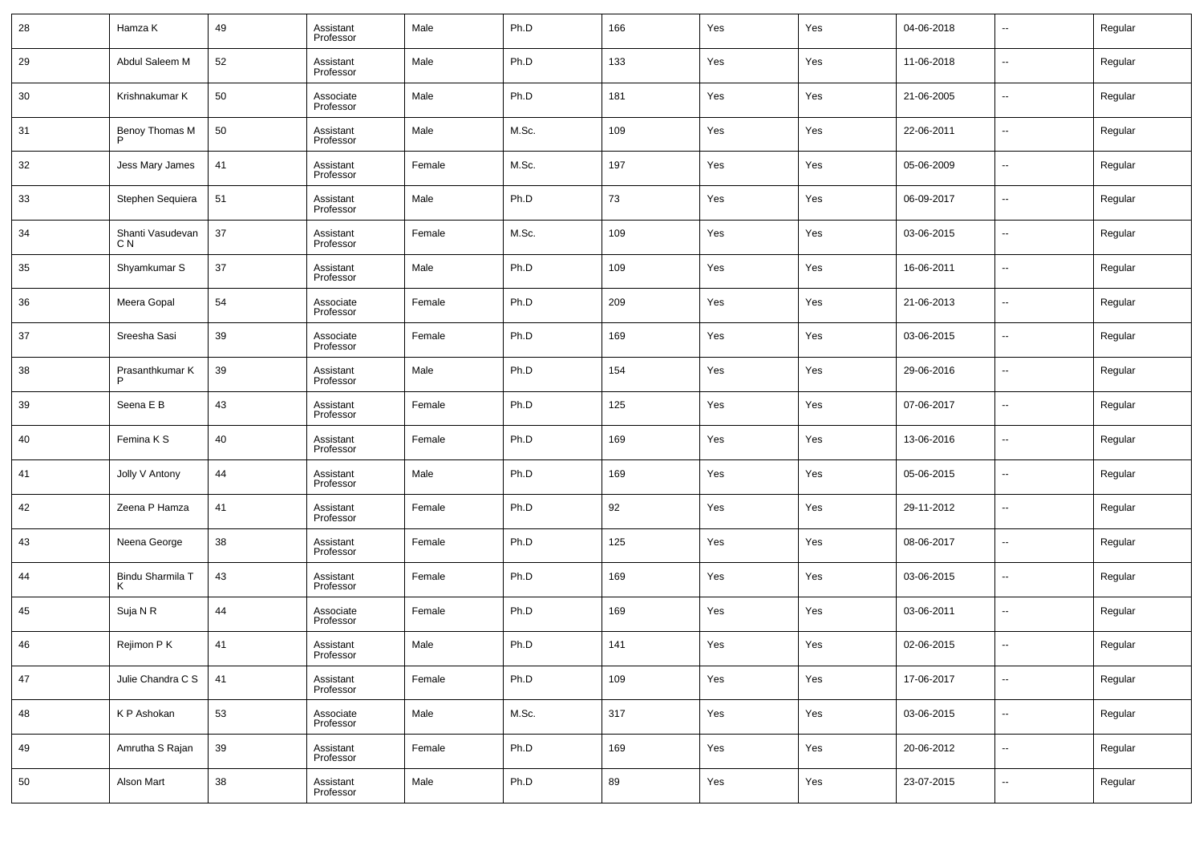| 28 | Hamza K | 49 | Assistant Professor | Male | Ph.D | 166 | Yes | Yes | 04-06-2018 | -- | Regular |
|---|---|---|---|---|---|---|---|---|---|---|---|
| 29 | Abdul Saleem M | 52 | Assistant Professor | Male | Ph.D | 133 | Yes | Yes | 11-06-2018 | -- | Regular |
| 30 | Krishnakumar K | 50 | Associate Professor | Male | Ph.D | 181 | Yes | Yes | 21-06-2005 | -- | Regular |
| 31 | Benoy Thomas M P | 50 | Assistant Professor | Male | M.Sc. | 109 | Yes | Yes | 22-06-2011 | -- | Regular |
| 32 | Jess Mary James | 41 | Assistant Professor | Female | M.Sc. | 197 | Yes | Yes | 05-06-2009 | -- | Regular |
| 33 | Stephen Sequiera | 51 | Assistant Professor | Male | Ph.D | 73 | Yes | Yes | 06-09-2017 | -- | Regular |
| 34 | Shanti Vasudevan C N | 37 | Assistant Professor | Female | M.Sc. | 109 | Yes | Yes | 03-06-2015 | -- | Regular |
| 35 | Shyamkumar S | 37 | Assistant Professor | Male | Ph.D | 109 | Yes | Yes | 16-06-2011 | -- | Regular |
| 36 | Meera Gopal | 54 | Associate Professor | Female | Ph.D | 209 | Yes | Yes | 21-06-2013 | -- | Regular |
| 37 | Sreesha Sasi | 39 | Associate Professor | Female | Ph.D | 169 | Yes | Yes | 03-06-2015 | -- | Regular |
| 38 | Prasanthkumar K P | 39 | Assistant Professor | Male | Ph.D | 154 | Yes | Yes | 29-06-2016 | -- | Regular |
| 39 | Seena E B | 43 | Assistant Professor | Female | Ph.D | 125 | Yes | Yes | 07-06-2017 | -- | Regular |
| 40 | Femina K S | 40 | Assistant Professor | Female | Ph.D | 169 | Yes | Yes | 13-06-2016 | -- | Regular |
| 41 | Jolly V Antony | 44 | Assistant Professor | Male | Ph.D | 169 | Yes | Yes | 05-06-2015 | -- | Regular |
| 42 | Zeena P Hamza | 41 | Assistant Professor | Female | Ph.D | 92 | Yes | Yes | 29-11-2012 | -- | Regular |
| 43 | Neena George | 38 | Assistant Professor | Female | Ph.D | 125 | Yes | Yes | 08-06-2017 | -- | Regular |
| 44 | Bindu Sharmila T K | 43 | Assistant Professor | Female | Ph.D | 169 | Yes | Yes | 03-06-2015 | -- | Regular |
| 45 | Suja N R | 44 | Associate Professor | Female | Ph.D | 169 | Yes | Yes | 03-06-2011 | -- | Regular |
| 46 | Rejimon P K | 41 | Assistant Professor | Male | Ph.D | 141 | Yes | Yes | 02-06-2015 | -- | Regular |
| 47 | Julie Chandra C S | 41 | Assistant Professor | Female | Ph.D | 109 | Yes | Yes | 17-06-2017 | -- | Regular |
| 48 | K P Ashokan | 53 | Associate Professor | Male | M.Sc. | 317 | Yes | Yes | 03-06-2015 | -- | Regular |
| 49 | Amrutha S Rajan | 39 | Assistant Professor | Female | Ph.D | 169 | Yes | Yes | 20-06-2012 | -- | Regular |
| 50 | Alson Mart | 38 | Assistant Professor | Male | Ph.D | 89 | Yes | Yes | 23-07-2015 | -- | Regular |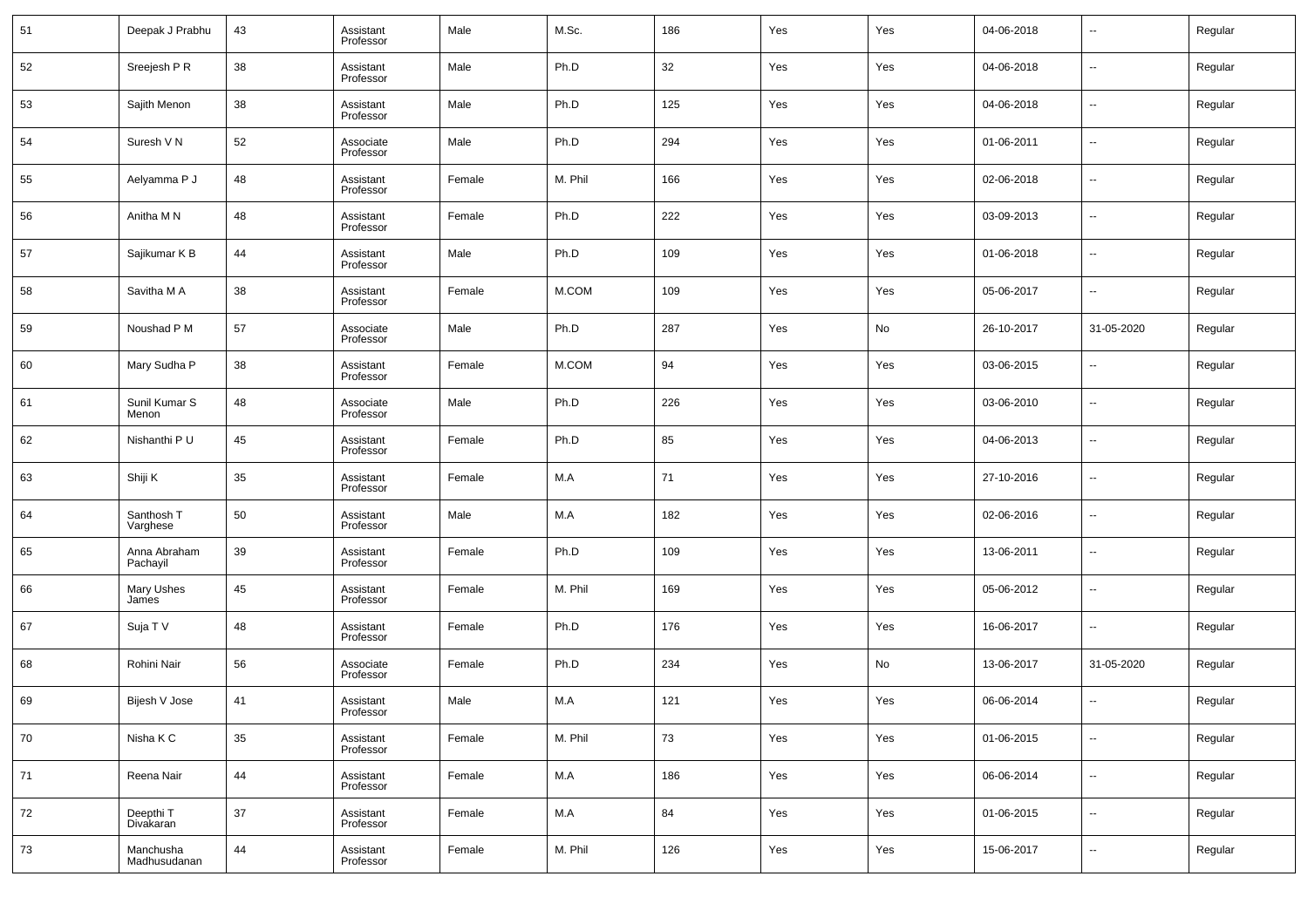| 51 | Deepak J Prabhu | 43 | Assistant Professor | Male | M.Sc. | 186 | Yes | Yes | 04-06-2018 | -- | Regular |
|---|---|---|---|---|---|---|---|---|---|---|---|
| 52 | Sreejesh P R | 38 | Assistant Professor | Male | Ph.D | 32 | Yes | Yes | 04-06-2018 | -- | Regular |
| 53 | Sajith Menon | 38 | Assistant Professor | Male | Ph.D | 125 | Yes | Yes | 04-06-2018 | -- | Regular |
| 54 | Suresh V N | 52 | Associate Professor | Male | Ph.D | 294 | Yes | Yes | 01-06-2011 | -- | Regular |
| 55 | Aelyamma P J | 48 | Assistant Professor | Female | M. Phil | 166 | Yes | Yes | 02-06-2018 | -- | Regular |
| 56 | Anitha M N | 48 | Assistant Professor | Female | Ph.D | 222 | Yes | Yes | 03-09-2013 | -- | Regular |
| 57 | Sajikumar K B | 44 | Assistant Professor | Male | Ph.D | 109 | Yes | Yes | 01-06-2018 | -- | Regular |
| 58 | Savitha M A | 38 | Assistant Professor | Female | M.COM | 109 | Yes | Yes | 05-06-2017 | -- | Regular |
| 59 | Noushad P M | 57 | Associate Professor | Male | Ph.D | 287 | Yes | No | 26-10-2017 | 31-05-2020 | Regular |
| 60 | Mary Sudha P | 38 | Assistant Professor | Female | M.COM | 94 | Yes | Yes | 03-06-2015 | -- | Regular |
| 61 | Sunil Kumar S Menon | 48 | Associate Professor | Male | Ph.D | 226 | Yes | Yes | 03-06-2010 | -- | Regular |
| 62 | Nishanthi P U | 45 | Assistant Professor | Female | Ph.D | 85 | Yes | Yes | 04-06-2013 | -- | Regular |
| 63 | Shiji K | 35 | Assistant Professor | Female | M.A | 71 | Yes | Yes | 27-10-2016 | -- | Regular |
| 64 | Santhosh T Varghese | 50 | Assistant Professor | Male | M.A | 182 | Yes | Yes | 02-06-2016 | -- | Regular |
| 65 | Anna Abraham Pachayil | 39 | Assistant Professor | Female | Ph.D | 109 | Yes | Yes | 13-06-2011 | -- | Regular |
| 66 | Mary Ushes James | 45 | Assistant Professor | Female | M. Phil | 169 | Yes | Yes | 05-06-2012 | -- | Regular |
| 67 | Suja T V | 48 | Assistant Professor | Female | Ph.D | 176 | Yes | Yes | 16-06-2017 | -- | Regular |
| 68 | Rohini Nair | 56 | Associate Professor | Female | Ph.D | 234 | Yes | No | 13-06-2017 | 31-05-2020 | Regular |
| 69 | Bijesh V Jose | 41 | Assistant Professor | Male | M.A | 121 | Yes | Yes | 06-06-2014 | -- | Regular |
| 70 | Nisha K C | 35 | Assistant Professor | Female | M. Phil | 73 | Yes | Yes | 01-06-2015 | -- | Regular |
| 71 | Reena Nair | 44 | Assistant Professor | Female | M.A | 186 | Yes | Yes | 06-06-2014 | -- | Regular |
| 72 | Deepthi T Divakaran | 37 | Assistant Professor | Female | M.A | 84 | Yes | Yes | 01-06-2015 | -- | Regular |
| 73 | Manchusha Madhusudanan | 44 | Assistant Professor | Female | M. Phil | 126 | Yes | Yes | 15-06-2017 | -- | Regular |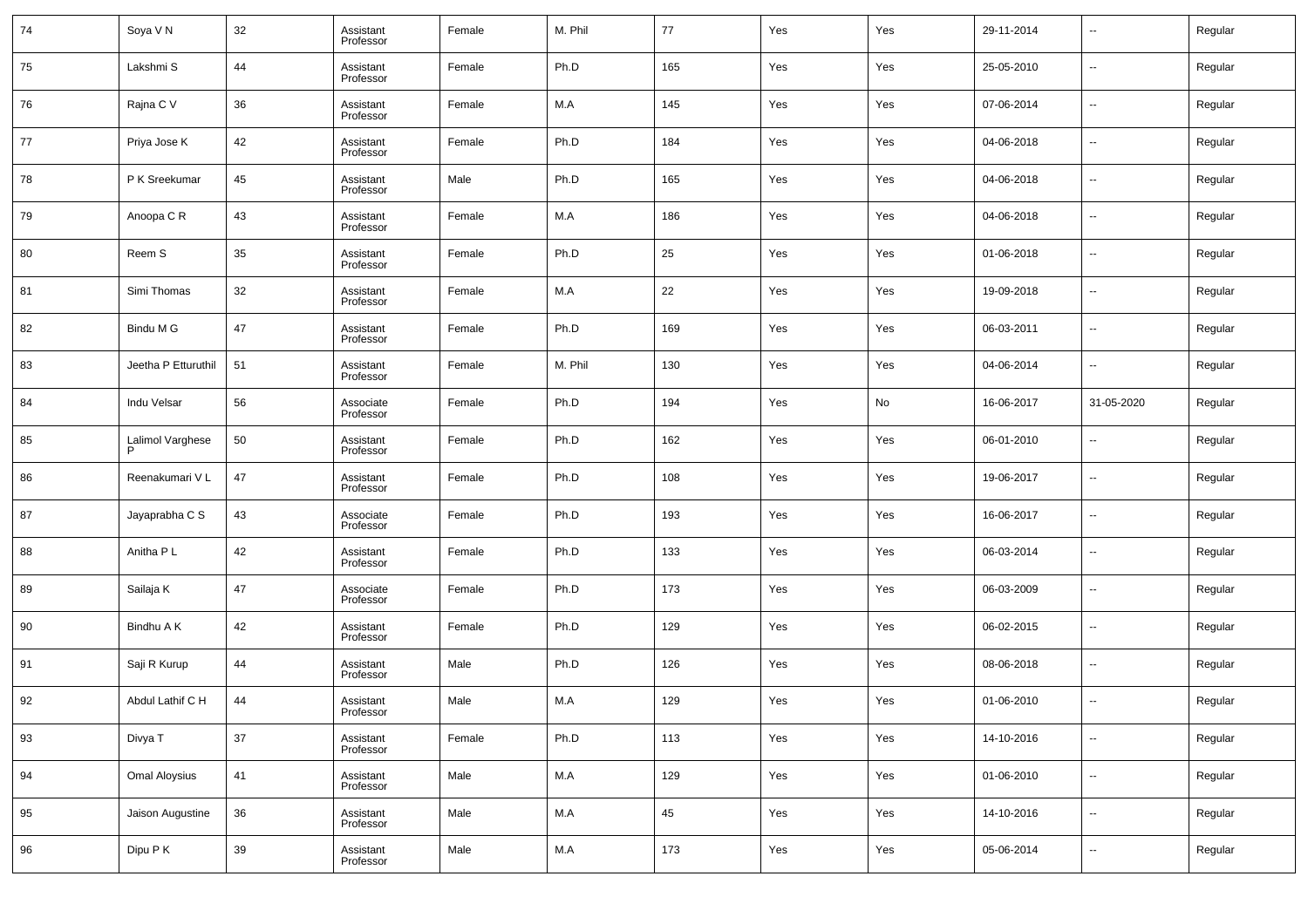| 74 | Soya V N | 32 | Assistant Professor | Female | M. Phil | 77 | Yes | Yes | 29-11-2014 | -- | Regular |
|---|---|---|---|---|---|---|---|---|---|---|---|
| 75 | Lakshmi S | 44 | Assistant Professor | Female | Ph.D | 165 | Yes | Yes | 25-05-2010 | -- | Regular |
| 76 | Rajna C V | 36 | Assistant Professor | Female | M.A | 145 | Yes | Yes | 07-06-2014 | -- | Regular |
| 77 | Priya Jose K | 42 | Assistant Professor | Female | Ph.D | 184 | Yes | Yes | 04-06-2018 | -- | Regular |
| 78 | P K Sreekumar | 45 | Assistant Professor | Male | Ph.D | 165 | Yes | Yes | 04-06-2018 | -- | Regular |
| 79 | Anoopa C R | 43 | Assistant Professor | Female | M.A | 186 | Yes | Yes | 04-06-2018 | -- | Regular |
| 80 | Reem S | 35 | Assistant Professor | Female | Ph.D | 25 | Yes | Yes | 01-06-2018 | -- | Regular |
| 81 | Simi Thomas | 32 | Assistant Professor | Female | M.A | 22 | Yes | Yes | 19-09-2018 | -- | Regular |
| 82 | Bindu M G | 47 | Assistant Professor | Female | Ph.D | 169 | Yes | Yes | 06-03-2011 | -- | Regular |
| 83 | Jeetha P Etturuthil | 51 | Assistant Professor | Female | M. Phil | 130 | Yes | Yes | 04-06-2014 | -- | Regular |
| 84 | Indu Velsar | 56 | Associate Professor | Female | Ph.D | 194 | Yes | No | 16-06-2017 | 31-05-2020 | Regular |
| 85 | Lalimol Varghese P | 50 | Assistant Professor | Female | Ph.D | 162 | Yes | Yes | 06-01-2010 | -- | Regular |
| 86 | Reenakumari V L | 47 | Assistant Professor | Female | Ph.D | 108 | Yes | Yes | 19-06-2017 | -- | Regular |
| 87 | Jayaprabha C S | 43 | Associate Professor | Female | Ph.D | 193 | Yes | Yes | 16-06-2017 | -- | Regular |
| 88 | Anitha P L | 42 | Assistant Professor | Female | Ph.D | 133 | Yes | Yes | 06-03-2014 | -- | Regular |
| 89 | Sailaja K | 47 | Associate Professor | Female | Ph.D | 173 | Yes | Yes | 06-03-2009 | -- | Regular |
| 90 | Bindhu A K | 42 | Assistant Professor | Female | Ph.D | 129 | Yes | Yes | 06-02-2015 | -- | Regular |
| 91 | Saji R Kurup | 44 | Assistant Professor | Male | Ph.D | 126 | Yes | Yes | 08-06-2018 | -- | Regular |
| 92 | Abdul Lathif C H | 44 | Assistant Professor | Male | M.A | 129 | Yes | Yes | 01-06-2010 | -- | Regular |
| 93 | Divya T | 37 | Assistant Professor | Female | Ph.D | 113 | Yes | Yes | 14-10-2016 | -- | Regular |
| 94 | Omal Aloysius | 41 | Assistant Professor | Male | M.A | 129 | Yes | Yes | 01-06-2010 | -- | Regular |
| 95 | Jaison Augustine | 36 | Assistant Professor | Male | M.A | 45 | Yes | Yes | 14-10-2016 | -- | Regular |
| 96 | Dipu P K | 39 | Assistant Professor | Male | M.A | 173 | Yes | Yes | 05-06-2014 | -- | Regular |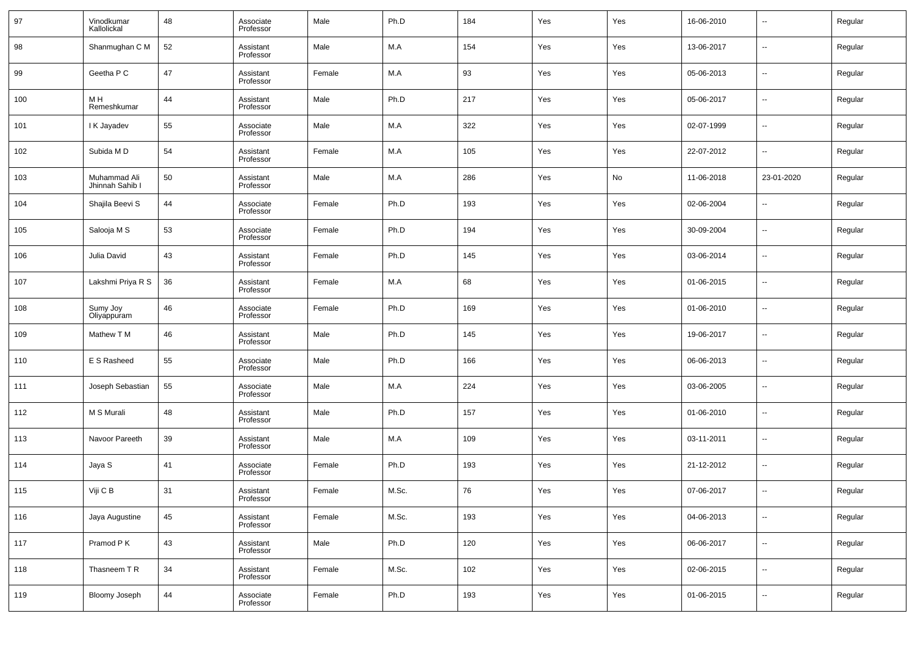| 97 | Vinodkumar Kallolickal | 48 | Associate Professor | Male | Ph.D | 184 | Yes | Yes | 16-06-2010 | -- | Regular |
|---|---|---|---|---|---|---|---|---|---|---|---|
| 98 | Shanmughan C M | 52 | Assistant Professor | Male | M.A | 154 | Yes | Yes | 13-06-2017 | -- | Regular |
| 99 | Geetha P C | 47 | Assistant Professor | Female | M.A | 93 | Yes | Yes | 05-06-2013 | -- | Regular |
| 100 | M H Remeshkumar | 44 | Assistant Professor | Male | Ph.D | 217 | Yes | Yes | 05-06-2017 | -- | Regular |
| 101 | I K Jayadev | 55 | Associate Professor | Male | M.A | 322 | Yes | Yes | 02-07-1999 | -- | Regular |
| 102 | Subida M D | 54 | Assistant Professor | Female | M.A | 105 | Yes | Yes | 22-07-2012 | -- | Regular |
| 103 | Muhammad Ali Jhinnah Sahib I | 50 | Assistant Professor | Male | M.A | 286 | Yes | No | 11-06-2018 | 23-01-2020 | Regular |
| 104 | Shajila Beevi S | 44 | Associate Professor | Female | Ph.D | 193 | Yes | Yes | 02-06-2004 | -- | Regular |
| 105 | Salooja M S | 53 | Associate Professor | Female | Ph.D | 194 | Yes | Yes | 30-09-2004 | -- | Regular |
| 106 | Julia David | 43 | Assistant Professor | Female | Ph.D | 145 | Yes | Yes | 03-06-2014 | -- | Regular |
| 107 | Lakshmi Priya R S | 36 | Assistant Professor | Female | M.A | 68 | Yes | Yes | 01-06-2015 | -- | Regular |
| 108 | Sumy Joy Oliyappuram | 46 | Associate Professor | Female | Ph.D | 169 | Yes | Yes | 01-06-2010 | -- | Regular |
| 109 | Mathew T M | 46 | Assistant Professor | Male | Ph.D | 145 | Yes | Yes | 19-06-2017 | -- | Regular |
| 110 | E S Rasheed | 55 | Associate Professor | Male | Ph.D | 166 | Yes | Yes | 06-06-2013 | -- | Regular |
| 111 | Joseph Sebastian | 55 | Associate Professor | Male | M.A | 224 | Yes | Yes | 03-06-2005 | -- | Regular |
| 112 | M S Murali | 48 | Assistant Professor | Male | Ph.D | 157 | Yes | Yes | 01-06-2010 | -- | Regular |
| 113 | Navoor Pareeth | 39 | Assistant Professor | Male | M.A | 109 | Yes | Yes | 03-11-2011 | -- | Regular |
| 114 | Jaya S | 41 | Associate Professor | Female | Ph.D | 193 | Yes | Yes | 21-12-2012 | -- | Regular |
| 115 | Viji C B | 31 | Assistant Professor | Female | M.Sc. | 76 | Yes | Yes | 07-06-2017 | -- | Regular |
| 116 | Jaya Augustine | 45 | Assistant Professor | Female | M.Sc. | 193 | Yes | Yes | 04-06-2013 | -- | Regular |
| 117 | Pramod P K | 43 | Assistant Professor | Male | Ph.D | 120 | Yes | Yes | 06-06-2017 | -- | Regular |
| 118 | Thasneem T R | 34 | Assistant Professor | Female | M.Sc. | 102 | Yes | Yes | 02-06-2015 | -- | Regular |
| 119 | Bloomy Joseph | 44 | Associate Professor | Female | Ph.D | 193 | Yes | Yes | 01-06-2015 | -- | Regular |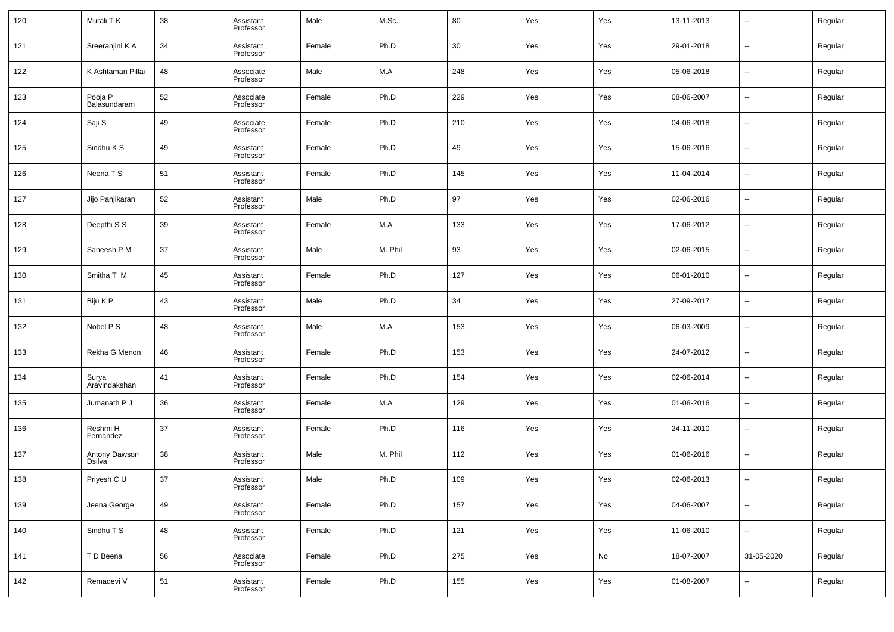| 120 | Murali T K | 38 | Assistant Professor | Male | M.Sc. | 80 | Yes | Yes | 13-11-2013 | -- | Regular |
|---|---|---|---|---|---|---|---|---|---|---|---|
| 121 | Sreeranjini K A | 34 | Assistant Professor | Female | Ph.D | 30 | Yes | Yes | 29-01-2018 | -- | Regular |
| 122 | K Ashtaman Pillai | 48 | Associate Professor | Male | M.A | 248 | Yes | Yes | 05-06-2018 | -- | Regular |
| 123 | Pooja P Balasundaram | 52 | Associate Professor | Female | Ph.D | 229 | Yes | Yes | 08-06-2007 | -- | Regular |
| 124 | Saji S | 49 | Associate Professor | Female | Ph.D | 210 | Yes | Yes | 04-06-2018 | -- | Regular |
| 125 | Sindhu K S | 49 | Assistant Professor | Female | Ph.D | 49 | Yes | Yes | 15-06-2016 | -- | Regular |
| 126 | Neena T S | 51 | Assistant Professor | Female | Ph.D | 145 | Yes | Yes | 11-04-2014 | -- | Regular |
| 127 | Jijo Panjikaran | 52 | Assistant Professor | Male | Ph.D | 97 | Yes | Yes | 02-06-2016 | -- | Regular |
| 128 | Deepthi S S | 39 | Assistant Professor | Female | M.A | 133 | Yes | Yes | 17-06-2012 | -- | Regular |
| 129 | Saneesh P M | 37 | Assistant Professor | Male | M. Phil | 93 | Yes | Yes | 02-06-2015 | -- | Regular |
| 130 | Smitha T M | 45 | Assistant Professor | Female | Ph.D | 127 | Yes | Yes | 06-01-2010 | -- | Regular |
| 131 | Biju K P | 43 | Assistant Professor | Male | Ph.D | 34 | Yes | Yes | 27-09-2017 | -- | Regular |
| 132 | Nobel P S | 48 | Assistant Professor | Male | M.A | 153 | Yes | Yes | 06-03-2009 | -- | Regular |
| 133 | Rekha G Menon | 46 | Assistant Professor | Female | Ph.D | 153 | Yes | Yes | 24-07-2012 | -- | Regular |
| 134 | Surya Aravindakshan | 41 | Assistant Professor | Female | Ph.D | 154 | Yes | Yes | 02-06-2014 | -- | Regular |
| 135 | Jumanath P J | 36 | Assistant Professor | Female | M.A | 129 | Yes | Yes | 01-06-2016 | -- | Regular |
| 136 | Reshmi H Fernandez | 37 | Assistant Professor | Female | Ph.D | 116 | Yes | Yes | 24-11-2010 | -- | Regular |
| 137 | Antony Dawson Dsilva | 38 | Assistant Professor | Male | M. Phil | 112 | Yes | Yes | 01-06-2016 | -- | Regular |
| 138 | Priyesh C U | 37 | Assistant Professor | Male | Ph.D | 109 | Yes | Yes | 02-06-2013 | -- | Regular |
| 139 | Jeena George | 49 | Assistant Professor | Female | Ph.D | 157 | Yes | Yes | 04-06-2007 | -- | Regular |
| 140 | Sindhu T S | 48 | Assistant Professor | Female | Ph.D | 121 | Yes | Yes | 11-06-2010 | -- | Regular |
| 141 | T D Beena | 56 | Associate Professor | Female | Ph.D | 275 | Yes | No | 18-07-2007 | 31-05-2020 | Regular |
| 142 | Remadevi V | 51 | Assistant Professor | Female | Ph.D | 155 | Yes | Yes | 01-08-2007 | -- | Regular |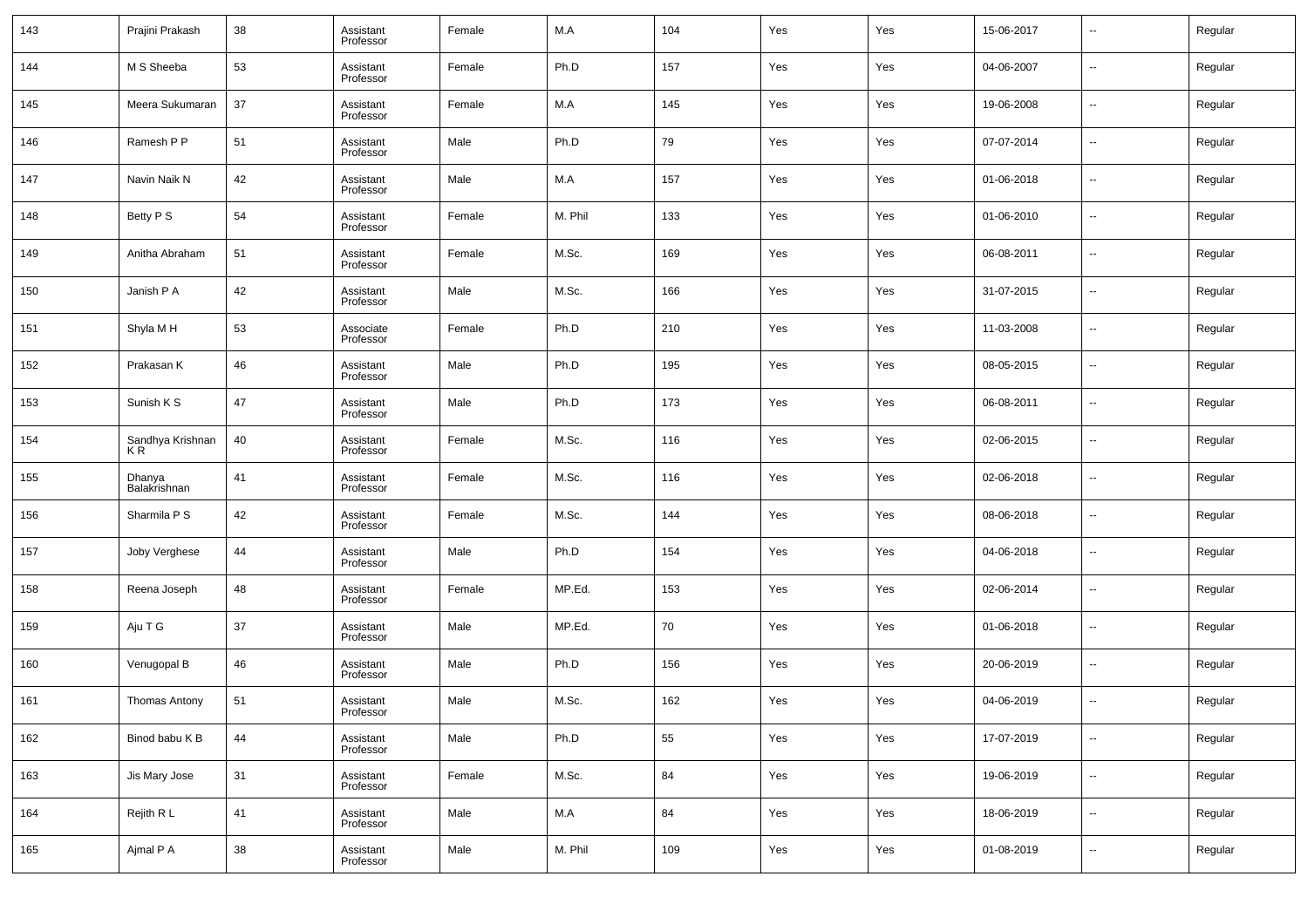| 143 | Prajini Prakash | 38 | Assistant Professor | Female | M.A | 104 | Yes | Yes | 15-06-2017 | -- | Regular |
|---|---|---|---|---|---|---|---|---|---|---|---|
| 144 | M S Sheeba | 53 | Assistant Professor | Female | Ph.D | 157 | Yes | Yes | 04-06-2007 | -- | Regular |
| 145 | Meera Sukumaran | 37 | Assistant Professor | Female | M.A | 145 | Yes | Yes | 19-06-2008 | -- | Regular |
| 146 | Ramesh P P | 51 | Assistant Professor | Male | Ph.D | 79 | Yes | Yes | 07-07-2014 | -- | Regular |
| 147 | Navin Naik N | 42 | Assistant Professor | Male | M.A | 157 | Yes | Yes | 01-06-2018 | -- | Regular |
| 148 | Betty P S | 54 | Assistant Professor | Female | M. Phil | 133 | Yes | Yes | 01-06-2010 | -- | Regular |
| 149 | Anitha Abraham | 51 | Assistant Professor | Female | M.Sc. | 169 | Yes | Yes | 06-08-2011 | -- | Regular |
| 150 | Janish P A | 42 | Assistant Professor | Male | M.Sc. | 166 | Yes | Yes | 31-07-2015 | -- | Regular |
| 151 | Shyla M H | 53 | Associate Professor | Female | Ph.D | 210 | Yes | Yes | 11-03-2008 | -- | Regular |
| 152 | Prakasan K | 46 | Assistant Professor | Male | Ph.D | 195 | Yes | Yes | 08-05-2015 | -- | Regular |
| 153 | Sunish K S | 47 | Assistant Professor | Male | Ph.D | 173 | Yes | Yes | 06-08-2011 | -- | Regular |
| 154 | Sandhya Krishnan K R | 40 | Assistant Professor | Female | M.Sc. | 116 | Yes | Yes | 02-06-2015 | -- | Regular |
| 155 | Dhanya Balakrishnan | 41 | Assistant Professor | Female | M.Sc. | 116 | Yes | Yes | 02-06-2018 | -- | Regular |
| 156 | Sharmila P S | 42 | Assistant Professor | Female | M.Sc. | 144 | Yes | Yes | 08-06-2018 | -- | Regular |
| 157 | Joby Verghese | 44 | Assistant Professor | Male | Ph.D | 154 | Yes | Yes | 04-06-2018 | -- | Regular |
| 158 | Reena Joseph | 48 | Assistant Professor | Female | MP.Ed. | 153 | Yes | Yes | 02-06-2014 | -- | Regular |
| 159 | Aju T G | 37 | Assistant Professor | Male | MP.Ed. | 70 | Yes | Yes | 01-06-2018 | -- | Regular |
| 160 | Venugopal B | 46 | Assistant Professor | Male | Ph.D | 156 | Yes | Yes | 20-06-2019 | -- | Regular |
| 161 | Thomas Antony | 51 | Assistant Professor | Male | M.Sc. | 162 | Yes | Yes | 04-06-2019 | -- | Regular |
| 162 | Binod babu K B | 44 | Assistant Professor | Male | Ph.D | 55 | Yes | Yes | 17-07-2019 | -- | Regular |
| 163 | Jis Mary Jose | 31 | Assistant Professor | Female | M.Sc. | 84 | Yes | Yes | 19-06-2019 | -- | Regular |
| 164 | Rejith R L | 41 | Assistant Professor | Male | M.A | 84 | Yes | Yes | 18-06-2019 | -- | Regular |
| 165 | Ajmal P A | 38 | Assistant Professor | Male | M. Phil | 109 | Yes | Yes | 01-08-2019 | -- | Regular |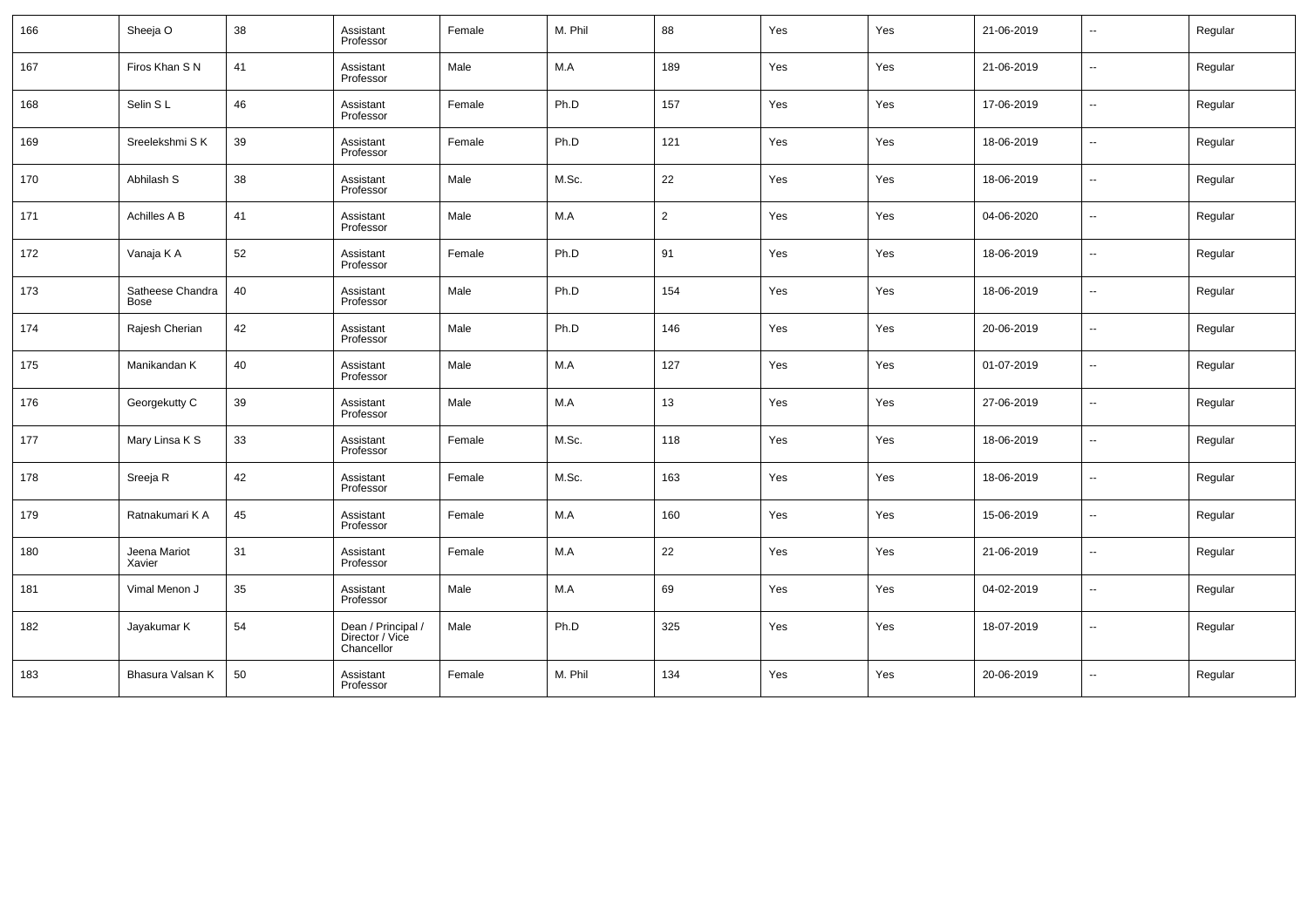| | | | | | | | | | | | |
|---|---|---|---|---|---|---|---|---|---|---|---|
| 166 | Sheeja O | 38 | Assistant Professor | Female | M. Phil | 88 | Yes | Yes | 21-06-2019 | -- | Regular |
| 167 | Firos Khan S N | 41 | Assistant Professor | Male | M.A | 189 | Yes | Yes | 21-06-2019 | -- | Regular |
| 168 | Selin S L | 46 | Assistant Professor | Female | Ph.D | 157 | Yes | Yes | 17-06-2019 | -- | Regular |
| 169 | Sreelekshmi S K | 39 | Assistant Professor | Female | Ph.D | 121 | Yes | Yes | 18-06-2019 | -- | Regular |
| 170 | Abhilash S | 38 | Assistant Professor | Male | M.Sc. | 22 | Yes | Yes | 18-06-2019 | -- | Regular |
| 171 | Achilles A B | 41 | Assistant Professor | Male | M.A | 2 | Yes | Yes | 04-06-2020 | -- | Regular |
| 172 | Vanaja K A | 52 | Assistant Professor | Female | Ph.D | 91 | Yes | Yes | 18-06-2019 | -- | Regular |
| 173 | Satheese Chandra Bose | 40 | Assistant Professor | Male | Ph.D | 154 | Yes | Yes | 18-06-2019 | -- | Regular |
| 174 | Rajesh Cherian | 42 | Assistant Professor | Male | Ph.D | 146 | Yes | Yes | 20-06-2019 | -- | Regular |
| 175 | Manikandan K | 40 | Assistant Professor | Male | M.A | 127 | Yes | Yes | 01-07-2019 | -- | Regular |
| 176 | Georgekutty C | 39 | Assistant Professor | Male | M.A | 13 | Yes | Yes | 27-06-2019 | -- | Regular |
| 177 | Mary Linsa K S | 33 | Assistant Professor | Female | M.Sc. | 118 | Yes | Yes | 18-06-2019 | -- | Regular |
| 178 | Sreeja R | 42 | Assistant Professor | Female | M.Sc. | 163 | Yes | Yes | 18-06-2019 | -- | Regular |
| 179 | Ratnakumari K A | 45 | Assistant Professor | Female | M.A | 160 | Yes | Yes | 15-06-2019 | -- | Regular |
| 180 | Jeena Mariot Xavier | 31 | Assistant Professor | Female | M.A | 22 | Yes | Yes | 21-06-2019 | -- | Regular |
| 181 | Vimal Menon J | 35 | Assistant Professor | Male | M.A | 69 | Yes | Yes | 04-02-2019 | -- | Regular |
| 182 | Jayakumar K | 54 | Dean / Principal / Director / Vice Chancellor | Male | Ph.D | 325 | Yes | Yes | 18-07-2019 | -- | Regular |
| 183 | Bhasura Valsan K | 50 | Assistant Professor | Female | M. Phil | 134 | Yes | Yes | 20-06-2019 | -- | Regular |